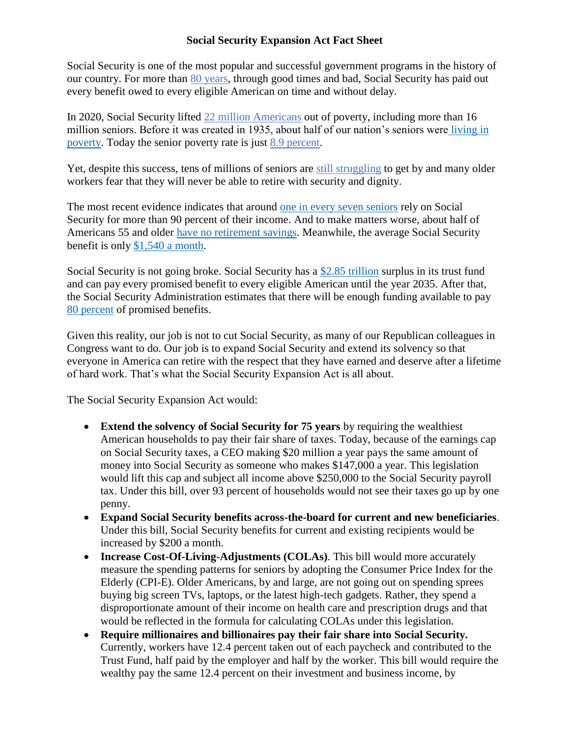# Social Security Expansion Act Fact Sheet

Social Security is one of the most popular and successful government programs in the history of our country. For more than 80 years, through good times and bad, Social Security has paid out every benefit owed to every eligible American on time and without delay.

In 2020, Social Security lifted 22 million Americans out of poverty, including more than 16 million seniors. Before it was created in 1935, about half of our nation's seniors were living in poverty. Today the senior poverty rate is just 8.9 percent.

Yet, despite this success, tens of millions of seniors are still struggling to get by and many older workers fear that they will never be able to retire with security and dignity.

The most recent evidence indicates that around one in every seven seniors rely on Social Security for more than 90 percent of their income. And to make matters worse, about half of Americans 55 and older have no retirement savings. Meanwhile, the average Social Security benefit is only $1,540 a month.

Social Security is not going broke. Social Security has a $2.85 trillion surplus in its trust fund and can pay every promised benefit to every eligible American until the year 2035. After that, the Social Security Administration estimates that there will be enough funding available to pay 80 percent of promised benefits.

Given this reality, our job is not to cut Social Security, as many of our Republican colleagues in Congress want to do. Our job is to expand Social Security and extend its solvency so that everyone in America can retire with the respect that they have earned and deserve after a lifetime of hard work. That's what the Social Security Expansion Act is all about.

The Social Security Expansion Act would:

- **Extend the solvency of Social Security for 75 years** by requiring the wealthiest American households to pay their fair share of taxes. Today, because of the earnings cap on Social Security taxes, a CEO making $20 million a year pays the same amount of money into Social Security as someone who makes $147,000 a year. This legislation would lift this cap and subject all income above $250,000 to the Social Security payroll tax. Under this bill, over 93 percent of households would not see their taxes go up by one penny.
- **Expand Social Security benefits across-the-board for current and new beneficiaries**. Under this bill, Social Security benefits for current and existing recipients would be increased by $200 a month.
- **Increase Cost-Of-Living-Adjustments (COLAs)**. This bill would more accurately measure the spending patterns for seniors by adopting the Consumer Price Index for the Elderly (CPI-E). Older Americans, by and large, are not going out on spending sprees buying big screen TVs, laptops, or the latest high-tech gadgets. Rather, they spend a disproportionate amount of their income on health care and prescription drugs and that would be reflected in the formula for calculating COLAs under this legislation.
- **Require millionaires and billionaires pay their fair share into Social Security.** Currently, workers have 12.4 percent taken out of each paycheck and contributed to the Trust Fund, half paid by the employer and half by the worker. This bill would require the wealthy pay the same 12.4 percent on their investment and business income, by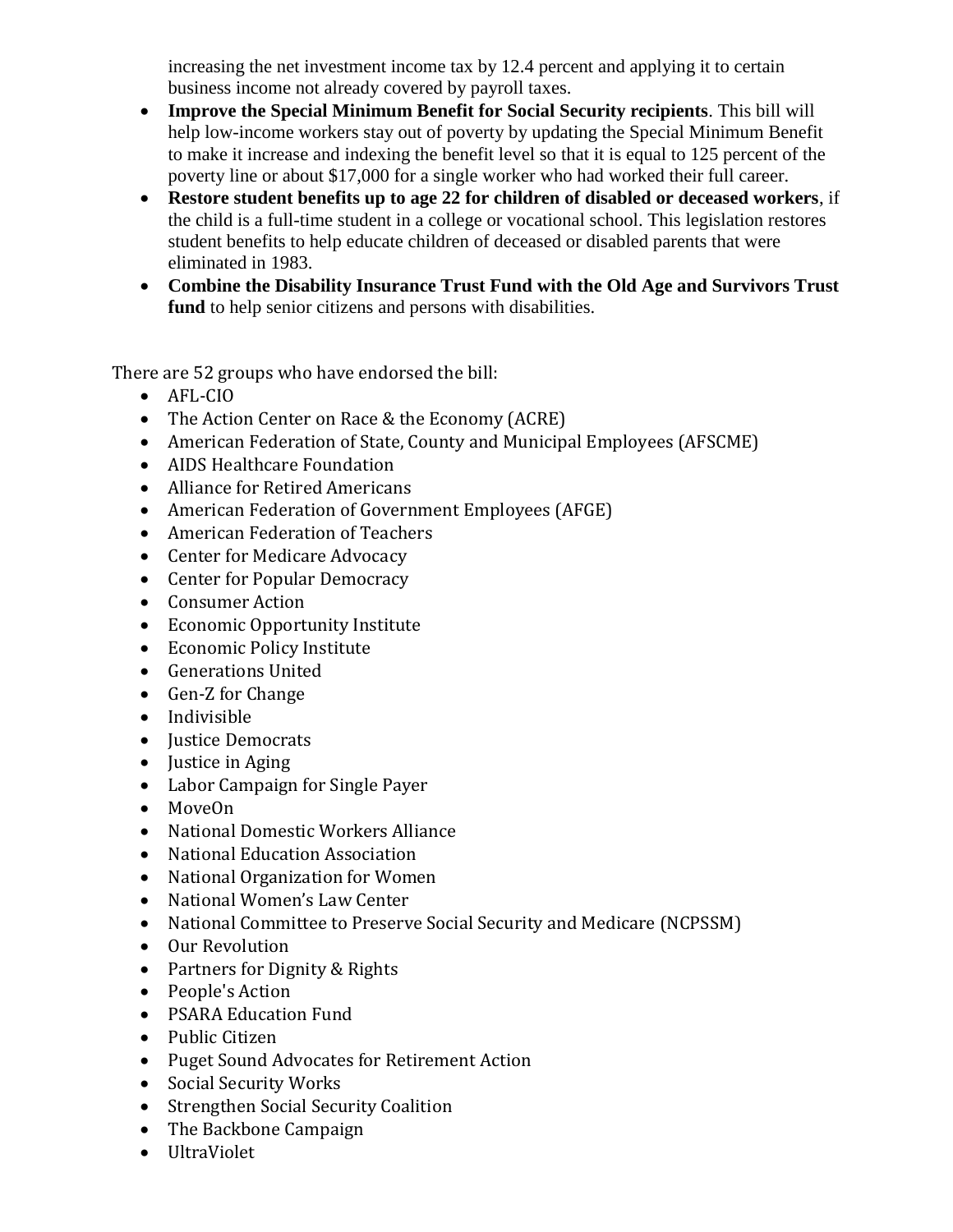increasing the net investment income tax by 12.4 percent and applying it to certain business income not already covered by payroll taxes.

- **Improve the Special Minimum Benefit for Social Security recipients**. This bill will help low-income workers stay out of poverty by updating the Special Minimum Benefit to make it increase and indexing the benefit level so that it is equal to 125 percent of the poverty line or about $17,000 for a single worker who had worked their full career.
- **Restore student benefits up to age 22 for children of disabled or deceased workers**, if the child is a full-time student in a college or vocational school. This legislation restores student benefits to help educate children of deceased or disabled parents that were eliminated in 1983.
- **Combine the Disability Insurance Trust Fund with the Old Age and Survivors Trust fund** to help senior citizens and persons with disabilities.

There are 52 groups who have endorsed the bill:

- AFL-CIO
- The Action Center on Race & the Economy (ACRE)
- American Federation of State, County and Municipal Employees (AFSCME)
- AIDS Healthcare Foundation
- Alliance for Retired Americans
- American Federation of Government Employees (AFGE)
- American Federation of Teachers
- Center for Medicare Advocacy
- Center for Popular Democracy
- Consumer Action
- Economic Opportunity Institute
- Economic Policy Institute
- Generations United
- Gen-Z for Change
- Indivisible
- Justice Democrats
- Justice in Aging
- Labor Campaign for Single Payer
- MoveOn
- National Domestic Workers Alliance
- National Education Association
- National Organization for Women
- National Women's Law Center
- National Committee to Preserve Social Security and Medicare (NCPSSM)
- Our Revolution
- Partners for Dignity & Rights
- People's Action
- PSARA Education Fund
- Public Citizen
- Puget Sound Advocates for Retirement Action
- Social Security Works
- Strengthen Social Security Coalition
- The Backbone Campaign
- UltraViolet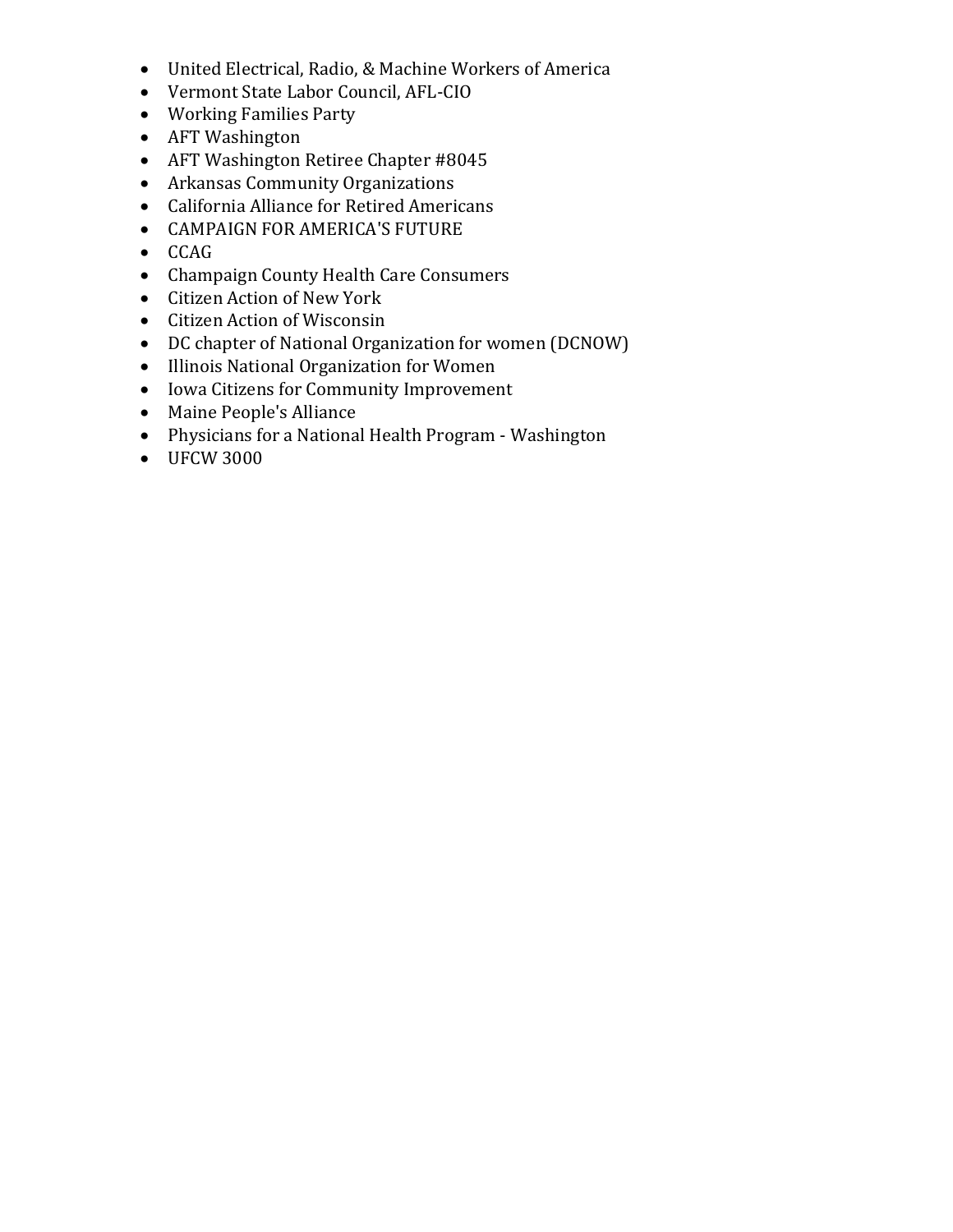- United Electrical, Radio, & Machine Workers of America
- Vermont State Labor Council, AFL-CIO
- Working Families Party
- AFT Washington
- AFT Washington Retiree Chapter #8045
- Arkansas Community Organizations
- California Alliance for Retired Americans
- CAMPAIGN FOR AMERICA'S FUTURE
- CCAG
- Champaign County Health Care Consumers
- Citizen Action of New York
- Citizen Action of Wisconsin
- DC chapter of National Organization for women (DCNOW)
- Illinois National Organization for Women
- Iowa Citizens for Community Improvement
- Maine People's Alliance
- Physicians for a National Health Program - Washington
- UFCW 3000